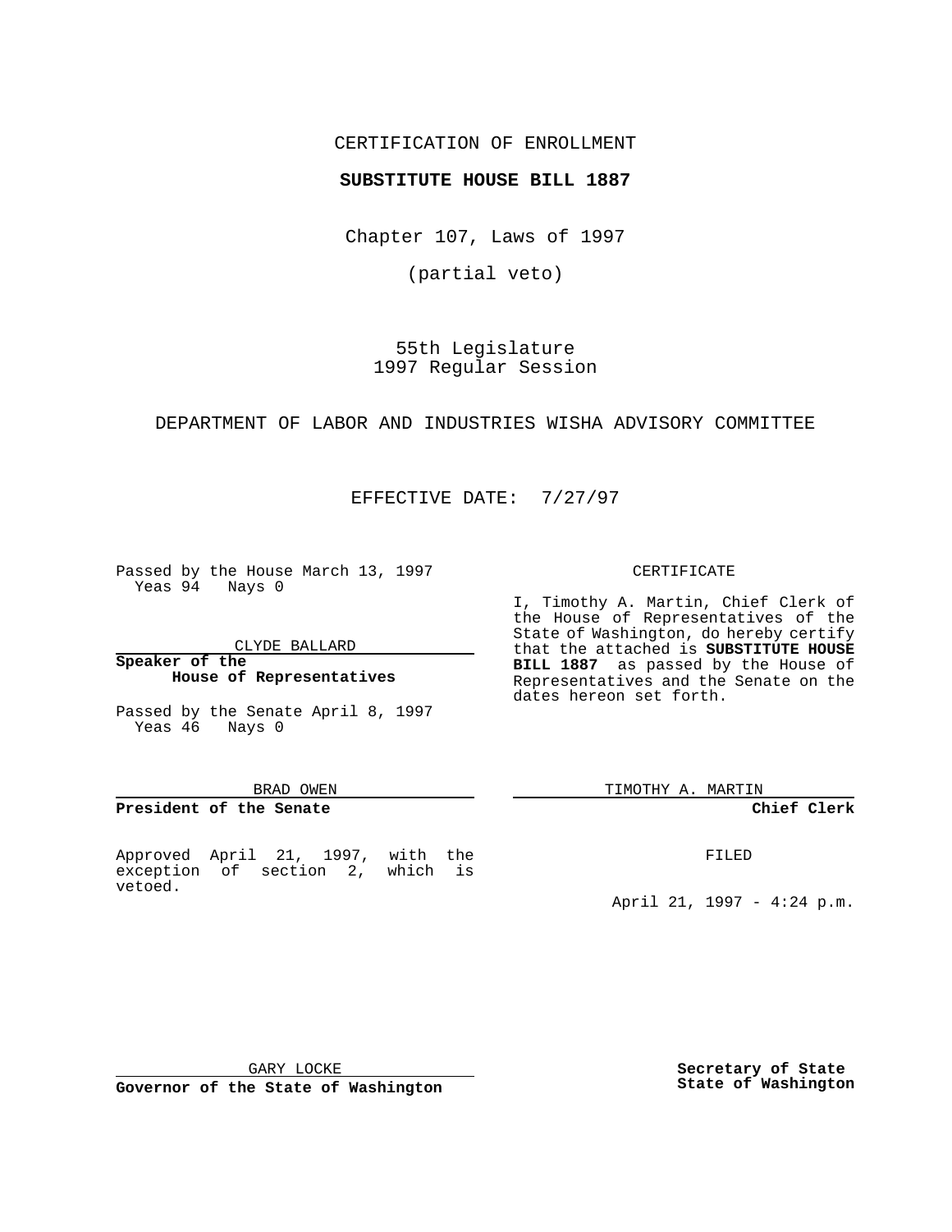CERTIFICATION OF ENROLLMENT

**SUBSTITUTE HOUSE BILL 1887**

Chapter 107, Laws of 1997

(partial veto)

55th Legislature
1997 Regular Session

DEPARTMENT OF LABOR AND INDUSTRIES WISHA ADVISORY COMMITTEE

EFFECTIVE DATE: 7/27/97

Passed by the House March 13, 1997
Yeas 94 Nays 0

CLYDE BALLARD

**Speaker of the House of Representatives**

Passed by the Senate April 8, 1997
Yeas 46 Nays 0

BRAD OWEN

**President of the Senate**

Approved April 21, 1997, with the exception of section 2, which is vetoed.

GARY LOCKE

**Governor of the State of Washington**

CERTIFICATE

I, Timothy A. Martin, Chief Clerk of the House of Representatives of the State of Washington, do hereby certify that the attached is **SUBSTITUTE HOUSE BILL 1887** as passed by the House of Representatives and the Senate on the dates hereon set forth.

TIMOTHY A. MARTIN

**Chief Clerk**

FILED

April 21, 1997 - 4:24 p.m.

**Secretary of State State of Washington**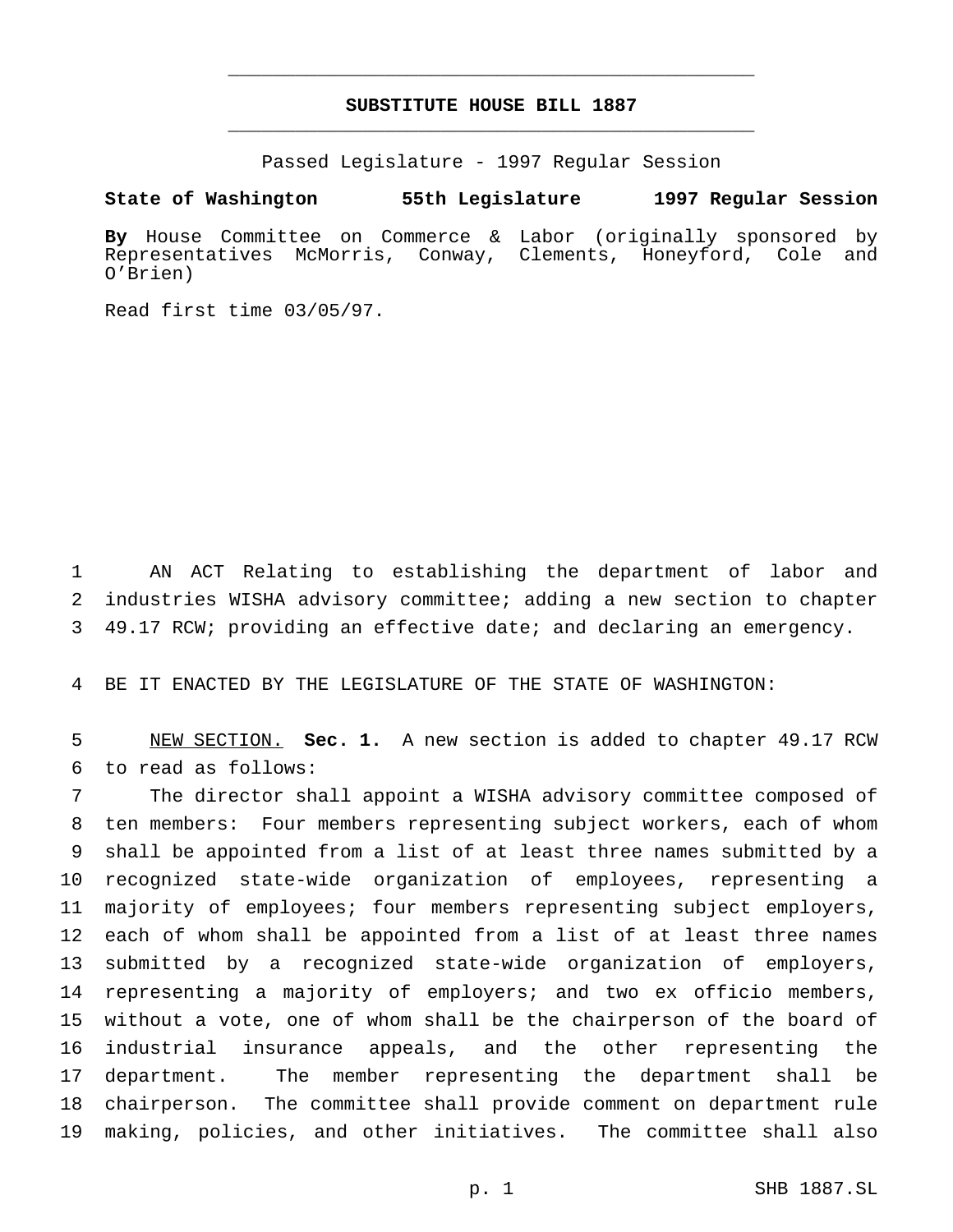# SUBSTITUTE HOUSE BILL 1887

Passed Legislature - 1997 Regular Session

**State of Washington 55th Legislature 1997 Regular Session**

**By** House Committee on Commerce & Labor (originally sponsored by Representatives McMorris, Conway, Clements, Honeyford, Cole and O'Brien)

Read first time 03/05/97.

AN ACT Relating to establishing the department of labor and industries WISHA advisory committee; adding a new section to chapter 49.17 RCW; providing an effective date; and declaring an emergency.

BE IT ENACTED BY THE LEGISLATURE OF THE STATE OF WASHINGTON:

NEW SECTION. **Sec. 1.** A new section is added to chapter 49.17 RCW to read as follows:

The director shall appoint a WISHA advisory committee composed of ten members: Four members representing subject workers, each of whom shall be appointed from a list of at least three names submitted by a recognized state-wide organization of employees, representing a majority of employees; four members representing subject employers, each of whom shall be appointed from a list of at least three names submitted by a recognized state-wide organization of employers, representing a majority of employers; and two ex officio members, without a vote, one of whom shall be the chairperson of the board of industrial insurance appeals, and the other representing the department. The member representing the department shall be chairperson. The committee shall provide comment on department rule making, policies, and other initiatives. The committee shall also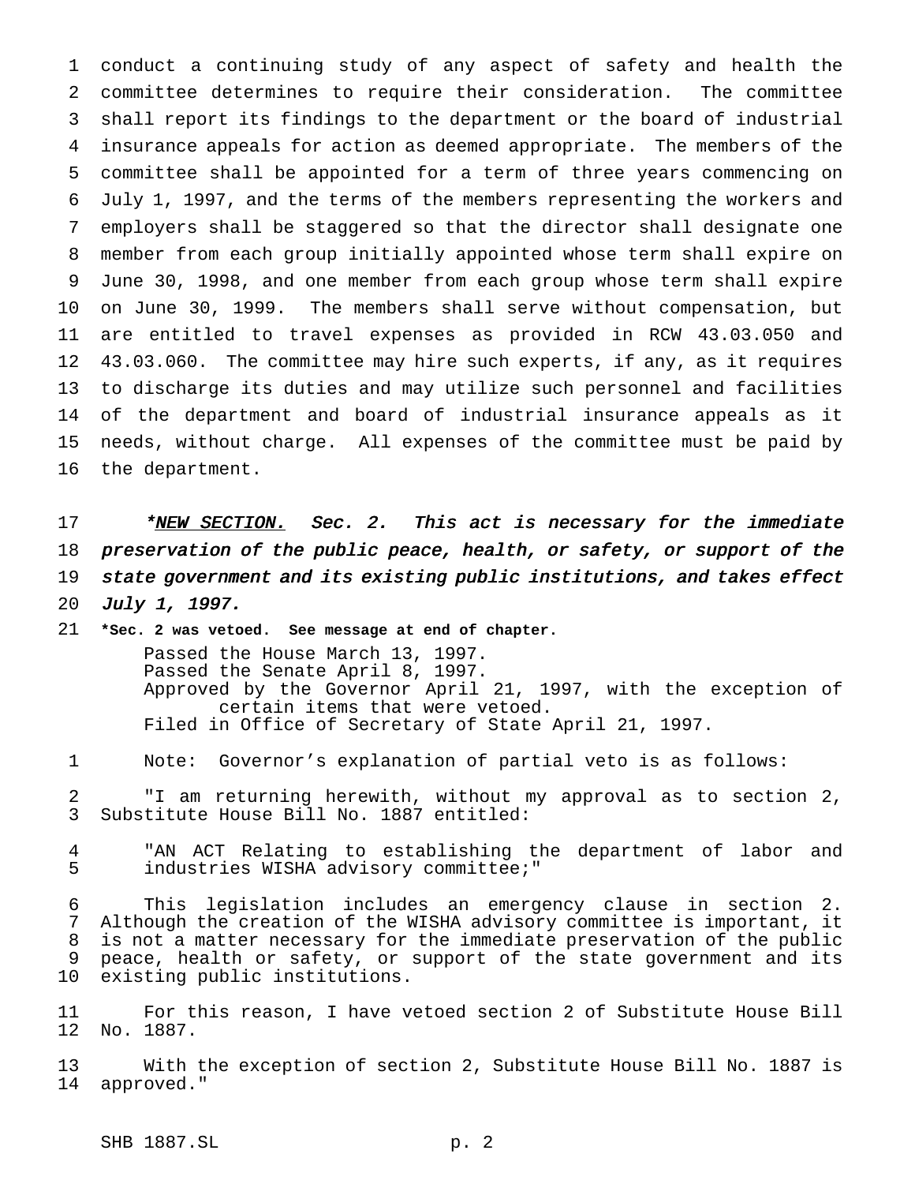conduct a continuing study of any aspect of safety and health the committee determines to require their consideration. The committee shall report its findings to the department or the board of industrial insurance appeals for action as deemed appropriate. The members of the committee shall be appointed for a term of three years commencing on July 1, 1997, and the terms of the members representing the workers and employers shall be staggered so that the director shall designate one member from each group initially appointed whose term shall expire on June 30, 1998, and one member from each group whose term shall expire on June 30, 1999. The members shall serve without compensation, but are entitled to travel expenses as provided in RCW 43.03.050 and 43.03.060. The committee may hire such experts, if any, as it requires to discharge its duties and may utilize such personnel and facilities of the department and board of industrial insurance appeals as it needs, without charge. All expenses of the committee must be paid by the department.

****NEW SECTION.*** ***Sec. 2.*** ***This act is necessary for the immediate preservation of the public peace, health, or safety, or support of the state government and its existing public institutions, and takes effect July 1, 1997.***

**\*Sec. 2 was vetoed. See message at end of chapter.**

Passed the House March 13, 1997.
Passed the Senate April 8, 1997.
Approved by the Governor April 21, 1997, with the exception of certain items that were vetoed.
Filed in Office of Secretary of State April 21, 1997.

Note: Governor's explanation of partial veto is as follows:

"I am returning herewith, without my approval as to section 2, Substitute House Bill No. 1887 entitled:

"AN ACT Relating to establishing the department of labor and industries WISHA advisory committee;"

This legislation includes an emergency clause in section 2. Although the creation of the WISHA advisory committee is important, it is not a matter necessary for the immediate preservation of the public peace, health or safety, or support of the state government and its existing public institutions.

For this reason, I have vetoed section 2 of Substitute House Bill No. 1887.

With the exception of section 2, Substitute House Bill No. 1887 is approved."